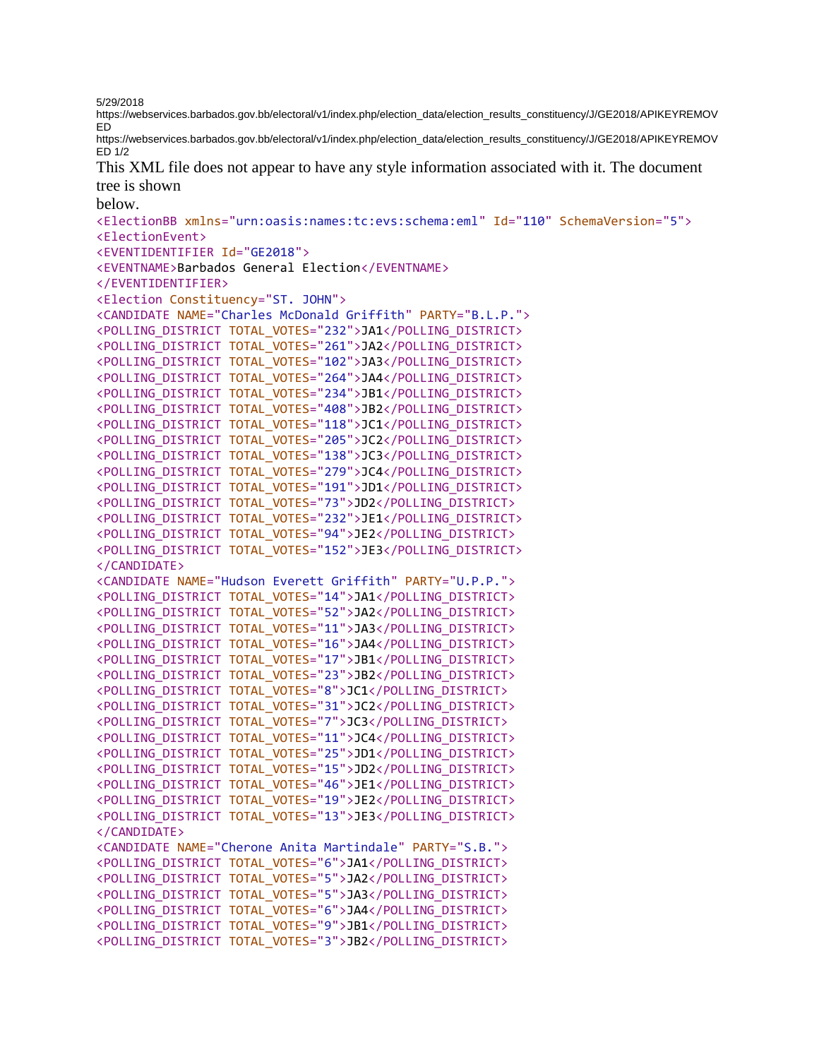This XML file does not appear to have any style information associated with it. The document tree is shown below.

```
<ElectionBB xmlns="urn:oasis:names:tc:evs:schema:eml" Id="110" SchemaVersion="5">
<ElectionEvent>
<EVENTIDENTIFIER Id="GE2018">
<EVENTNAME>Barbados General Election</EVENTNAME>
</EVENTIDENTIFIER>
<Election Constituency="ST. JOHN">
<CANDIDATE NAME="Charles McDonald Griffith" PARTY="B.L.P.">
<POLLING_DISTRICT TOTAL_VOTES="232">JA1</POLLING_DISTRICT>
<POLLING_DISTRICT TOTAL_VOTES="261">JA2</POLLING_DISTRICT>
<POLLING_DISTRICT TOTAL_VOTES="102">JA3</POLLING_DISTRICT>
<POLLING_DISTRICT TOTAL_VOTES="264">JA4</POLLING_DISTRICT>
<POLLING_DISTRICT TOTAL_VOTES="234">JB1</POLLING_DISTRICT>
<POLLING_DISTRICT TOTAL_VOTES="408">JB2</POLLING_DISTRICT>
<POLLING_DISTRICT TOTAL_VOTES="118">JC1</POLLING_DISTRICT>
<POLLING_DISTRICT TOTAL_VOTES="205">JC2</POLLING_DISTRICT>
<POLLING_DISTRICT TOTAL_VOTES="138">JC3</POLLING_DISTRICT>
<POLLING_DISTRICT TOTAL_VOTES="279">JC4</POLLING_DISTRICT>
<POLLING_DISTRICT TOTAL_VOTES="191">JD1</POLLING_DISTRICT>
<POLLING_DISTRICT TOTAL_VOTES="73">JD2</POLLING_DISTRICT>
<POLLING_DISTRICT TOTAL_VOTES="232">JE1</POLLING_DISTRICT>
<POLLING_DISTRICT TOTAL_VOTES="94">JE2</POLLING_DISTRICT>
<POLLING_DISTRICT TOTAL_VOTES="152">JE3</POLLING_DISTRICT>
</CANDIDATE>
<CANDIDATE NAME="Hudson Everett Griffith" PARTY="U.P.P.">
<POLLING_DISTRICT TOTAL_VOTES="14">JA1</POLLING_DISTRICT>
<POLLING_DISTRICT TOTAL_VOTES="52">JA2</POLLING_DISTRICT>
<POLLING_DISTRICT TOTAL_VOTES="11">JA3</POLLING_DISTRICT>
<POLLING_DISTRICT TOTAL_VOTES="16">JA4</POLLING_DISTRICT>
<POLLING_DISTRICT TOTAL_VOTES="17">JB1</POLLING_DISTRICT>
<POLLING_DISTRICT TOTAL_VOTES="23">JB2</POLLING_DISTRICT>
<POLLING_DISTRICT TOTAL_VOTES="8">JC1</POLLING_DISTRICT>
<POLLING_DISTRICT TOTAL_VOTES="31">JC2</POLLING_DISTRICT>
<POLLING_DISTRICT TOTAL_VOTES="7">JC3</POLLING_DISTRICT>
<POLLING_DISTRICT TOTAL_VOTES="11">JC4</POLLING_DISTRICT>
<POLLING_DISTRICT TOTAL_VOTES="25">JD1</POLLING_DISTRICT>
<POLLING_DISTRICT TOTAL_VOTES="15">JD2</POLLING_DISTRICT>
<POLLING_DISTRICT TOTAL_VOTES="46">JE1</POLLING_DISTRICT>
<POLLING_DISTRICT TOTAL_VOTES="19">JE2</POLLING_DISTRICT>
<POLLING_DISTRICT TOTAL_VOTES="13">JE3</POLLING_DISTRICT>
</CANDIDATE>
<CANDIDATE NAME="Cherone Anita Martindale" PARTY="S.B.">
<POLLING_DISTRICT TOTAL_VOTES="6">JA1</POLLING_DISTRICT>
<POLLING_DISTRICT TOTAL_VOTES="5">JA2</POLLING_DISTRICT>
<POLLING_DISTRICT TOTAL_VOTES="5">JA3</POLLING_DISTRICT>
<POLLING_DISTRICT TOTAL_VOTES="6">JA4</POLLING_DISTRICT>
<POLLING_DISTRICT TOTAL_VOTES="9">JB1</POLLING_DISTRICT>
<POLLING_DISTRICT TOTAL_VOTES="3">JB2</POLLING_DISTRICT>
```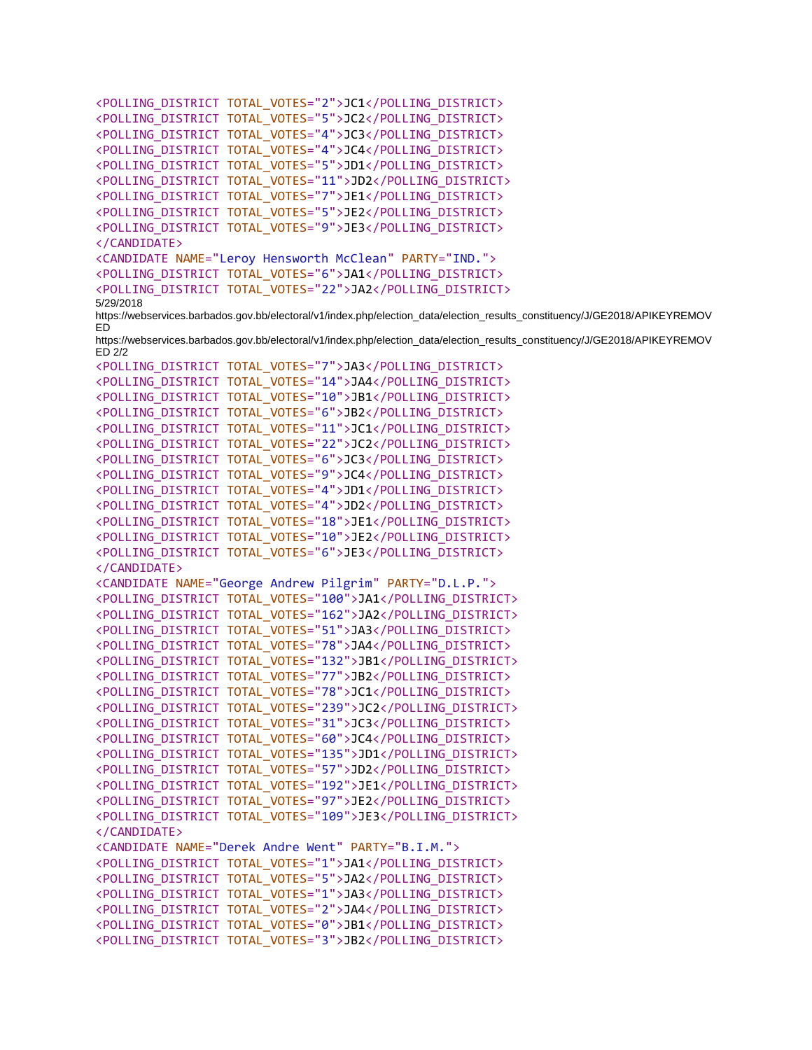```xml
<POLLING_DISTRICT TOTAL_VOTES="2">JC1</POLLING_DISTRICT>
<POLLING_DISTRICT TOTAL_VOTES="5">JC2</POLLING_DISTRICT>
<POLLING_DISTRICT TOTAL_VOTES="4">JC3</POLLING_DISTRICT>
<POLLING_DISTRICT TOTAL_VOTES="4">JC4</POLLING_DISTRICT>
<POLLING_DISTRICT TOTAL_VOTES="5">JD1</POLLING_DISTRICT>
<POLLING_DISTRICT TOTAL_VOTES="11">JD2</POLLING_DISTRICT>
<POLLING_DISTRICT TOTAL_VOTES="7">JE1</POLLING_DISTRICT>
<POLLING_DISTRICT TOTAL_VOTES="5">JE2</POLLING_DISTRICT>
<POLLING_DISTRICT TOTAL_VOTES="9">JE3</POLLING_DISTRICT>
</CANDIDATE>
<CANDIDATE NAME="Leroy Hensworth McClean" PARTY="IND.">
<POLLING_DISTRICT TOTAL_VOTES="6">JA1</POLLING_DISTRICT>
<POLLING_DISTRICT TOTAL_VOTES="22">JA2</POLLING_DISTRICT>
```

5/29/2018
https://webservices.barbados.gov.bb/electoral/v1/index.php/election_data/election_results_constituency/J/GE2018/APIKEYREMOVED
https://webservices.barbados.gov.bb/electoral/v1/index.php/election_data/election_results_constituency/J/GE2018/APIKEYREMOVED 2/2

```xml
<POLLING_DISTRICT TOTAL_VOTES="7">JA3</POLLING_DISTRICT>
<POLLING_DISTRICT TOTAL_VOTES="14">JA4</POLLING_DISTRICT>
<POLLING_DISTRICT TOTAL_VOTES="10">JB1</POLLING_DISTRICT>
<POLLING_DISTRICT TOTAL_VOTES="6">JB2</POLLING_DISTRICT>
<POLLING_DISTRICT TOTAL_VOTES="11">JC1</POLLING_DISTRICT>
<POLLING_DISTRICT TOTAL_VOTES="22">JC2</POLLING_DISTRICT>
<POLLING_DISTRICT TOTAL_VOTES="6">JC3</POLLING_DISTRICT>
<POLLING_DISTRICT TOTAL_VOTES="9">JC4</POLLING_DISTRICT>
<POLLING_DISTRICT TOTAL_VOTES="4">JD1</POLLING_DISTRICT>
<POLLING_DISTRICT TOTAL_VOTES="4">JD2</POLLING_DISTRICT>
<POLLING_DISTRICT TOTAL_VOTES="18">JE1</POLLING_DISTRICT>
<POLLING_DISTRICT TOTAL_VOTES="10">JE2</POLLING_DISTRICT>
<POLLING_DISTRICT TOTAL_VOTES="6">JE3</POLLING_DISTRICT>
</CANDIDATE>
<CANDIDATE NAME="George Andrew Pilgrim" PARTY="D.L.P.">
<POLLING_DISTRICT TOTAL_VOTES="100">JA1</POLLING_DISTRICT>
<POLLING_DISTRICT TOTAL_VOTES="162">JA2</POLLING_DISTRICT>
<POLLING_DISTRICT TOTAL_VOTES="51">JA3</POLLING_DISTRICT>
<POLLING_DISTRICT TOTAL_VOTES="78">JA4</POLLING_DISTRICT>
<POLLING_DISTRICT TOTAL_VOTES="132">JB1</POLLING_DISTRICT>
<POLLING_DISTRICT TOTAL_VOTES="77">JB2</POLLING_DISTRICT>
<POLLING_DISTRICT TOTAL_VOTES="78">JC1</POLLING_DISTRICT>
<POLLING_DISTRICT TOTAL_VOTES="239">JC2</POLLING_DISTRICT>
<POLLING_DISTRICT TOTAL_VOTES="31">JC3</POLLING_DISTRICT>
<POLLING_DISTRICT TOTAL_VOTES="60">JC4</POLLING_DISTRICT>
<POLLING_DISTRICT TOTAL_VOTES="135">JD1</POLLING_DISTRICT>
<POLLING_DISTRICT TOTAL_VOTES="57">JD2</POLLING_DISTRICT>
<POLLING_DISTRICT TOTAL_VOTES="192">JE1</POLLING_DISTRICT>
<POLLING_DISTRICT TOTAL_VOTES="97">JE2</POLLING_DISTRICT>
<POLLING_DISTRICT TOTAL_VOTES="109">JE3</POLLING_DISTRICT>
</CANDIDATE>
<CANDIDATE NAME="Derek Andre Went" PARTY="B.I.M.">
<POLLING_DISTRICT TOTAL_VOTES="1">JA1</POLLING_DISTRICT>
<POLLING_DISTRICT TOTAL_VOTES="5">JA2</POLLING_DISTRICT>
<POLLING_DISTRICT TOTAL_VOTES="1">JA3</POLLING_DISTRICT>
<POLLING_DISTRICT TOTAL_VOTES="2">JA4</POLLING_DISTRICT>
<POLLING_DISTRICT TOTAL_VOTES="0">JB1</POLLING_DISTRICT>
<POLLING_DISTRICT TOTAL_VOTES="3">JB2</POLLING_DISTRICT>
```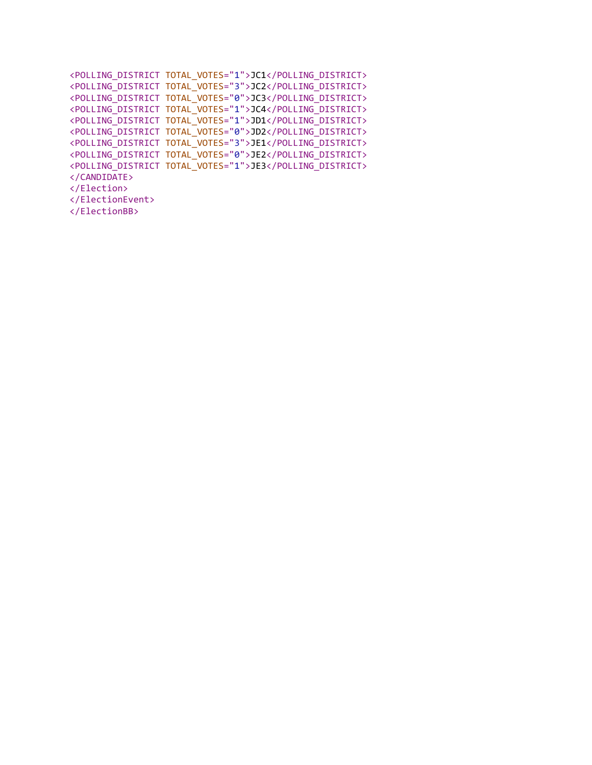```xml
<POLLING_DISTRICT TOTAL_VOTES="1">JC1</POLLING_DISTRICT>
<POLLING_DISTRICT TOTAL_VOTES="3">JC2</POLLING_DISTRICT>
<POLLING_DISTRICT TOTAL_VOTES="0">JC3</POLLING_DISTRICT>
<POLLING_DISTRICT TOTAL_VOTES="1">JC4</POLLING_DISTRICT>
<POLLING_DISTRICT TOTAL_VOTES="1">JD1</POLLING_DISTRICT>
<POLLING_DISTRICT TOTAL_VOTES="0">JD2</POLLING_DISTRICT>
<POLLING_DISTRICT TOTAL_VOTES="3">JE1</POLLING_DISTRICT>
<POLLING_DISTRICT TOTAL_VOTES="0">JE2</POLLING_DISTRICT>
<POLLING_DISTRICT TOTAL_VOTES="1">JE3</POLLING_DISTRICT>
</CANDIDATE>
</Election>
</ElectionEvent>
</ElectionBB>
```